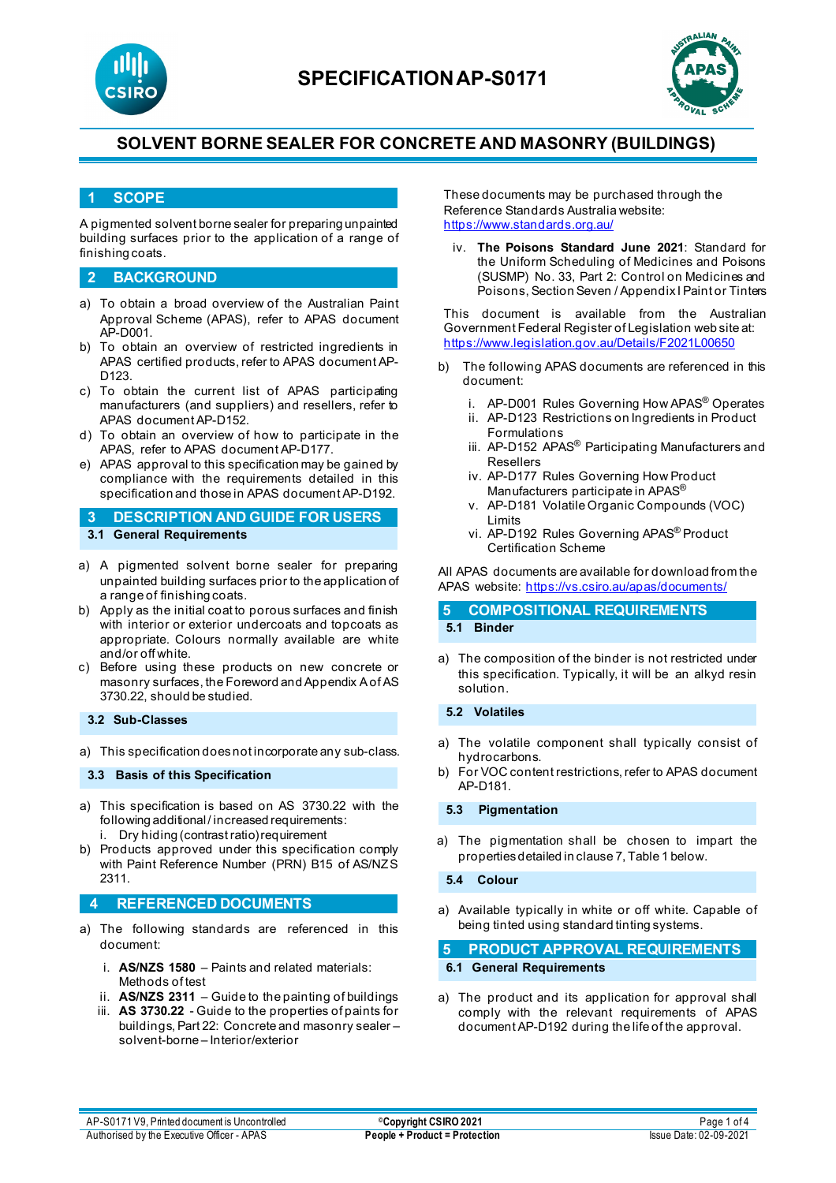# SPECIFICATION AP-S0171

## SOLVENT BORNE SEALER FOR CONCRETE AND MASONRY (BUILDINGS)

## 1 SCOPE

A pigmented solvent borne sealer for preparing unpainted building surfaces prior to the application of a range of finishing coats.

## 2 BACKGROUND

a) To obtain a broad overview of the Australian Paint Approval Scheme (APAS), refer to APAS document AP-D001.
b) To obtain an overview of restricted ingredients in APAS certified products, refer to APAS document AP-D123.
c) To obtain the current list of APAS participating manufacturers (and suppliers) and resellers, refer to APAS document AP-D152.
d) To obtain an overview of how to participate in the APAS, refer to APAS document AP-D177.
e) APAS approval to this specification may be gained by compliance with the requirements detailed in this specification and those in APAS document AP-D192.

## 3 DESCRIPTION AND GUIDE FOR USERS

### 3.1 General Requirements

a) A pigmented solvent borne sealer for preparing unpainted building surfaces prior to the application of a range of finishing coats.
b) Apply as the initial coat to porous surfaces and finish with interior or exterior undercoats and topcoats as appropriate. Colours normally available are white and/or off white.
c) Before using these products on new concrete or masonry surfaces, the Foreword and Appendix A of AS 3730.22, should be studied.

### 3.2 Sub-Classes

a) This specification does not incorporate any sub-class.

### 3.3 Basis of this Specification

a) This specification is based on AS 3730.22 with the following additional / increased requirements:
   i. Dry hiding (contrast ratio) requirement
b) Products approved under this specification comply with Paint Reference Number (PRN) B15 of AS/NZS 2311.

## 4 REFERENCED DOCUMENTS

a) The following standards are referenced in this document:

   i. **AS/NZS 1580** – Paints and related materials: Methods of test
   ii. **AS/NZS 2311** – Guide to the painting of buildings
   iii. **AS 3730.22** - Guide to the properties of paints for buildings, Part 22: Concrete and masonry sealer – solvent-borne – Interior/exterior

These documents may be purchased through the Reference Standards Australia website: https://www.standards.org.au/

   iv. **The Poisons Standard June 2021**: Standard for the Uniform Scheduling of Medicines and Poisons (SUSMP) No. 33, Part 2: Control on Medicines and Poisons, Section Seven / Appendix I Paint or Tinters

This document is available from the Australian Government Federal Register of Legislation web site at: https://www.legislation.gov.au/Details/F2021L00650

b) The following APAS documents are referenced in this document:

   i. AP-D001 Rules Governing How APAS® Operates
   ii. AP-D123 Restrictions on Ingredients in Product Formulations
   iii. AP-D152 APAS® Participating Manufacturers and Resellers
   iv. AP-D177 Rules Governing How Product Manufacturers participate in APAS®
   v. AP-D181 Volatile Organic Compounds (VOC) Limits
   vi. AP-D192 Rules Governing APAS® Product Certification Scheme

All APAS documents are available for download from the APAS website: https://vs.csiro.au/apas/documents/

## 5 COMPOSITIONAL REQUIREMENTS

### 5.1 Binder

a) The composition of the binder is not restricted under this specification. Typically, it will be an alkyd resin solution.

### 5.2 Volatiles

a) The volatile component shall typically consist of hydrocarbons.
b) For VOC content restrictions, refer to APAS document AP-D181.

### 5.3 Pigmentation

a) The pigmentation shall be chosen to impart the properties detailed in clause 7, Table 1 below.

### 5.4 Colour

a) Available typically in white or off white. Capable of being tinted using standard tinting systems.

## 5 PRODUCT APPROVAL REQUIREMENTS

### 6.1 General Requirements

a) The product and its application for approval shall comply with the relevant requirements of APAS document AP-D192 during the life of the approval.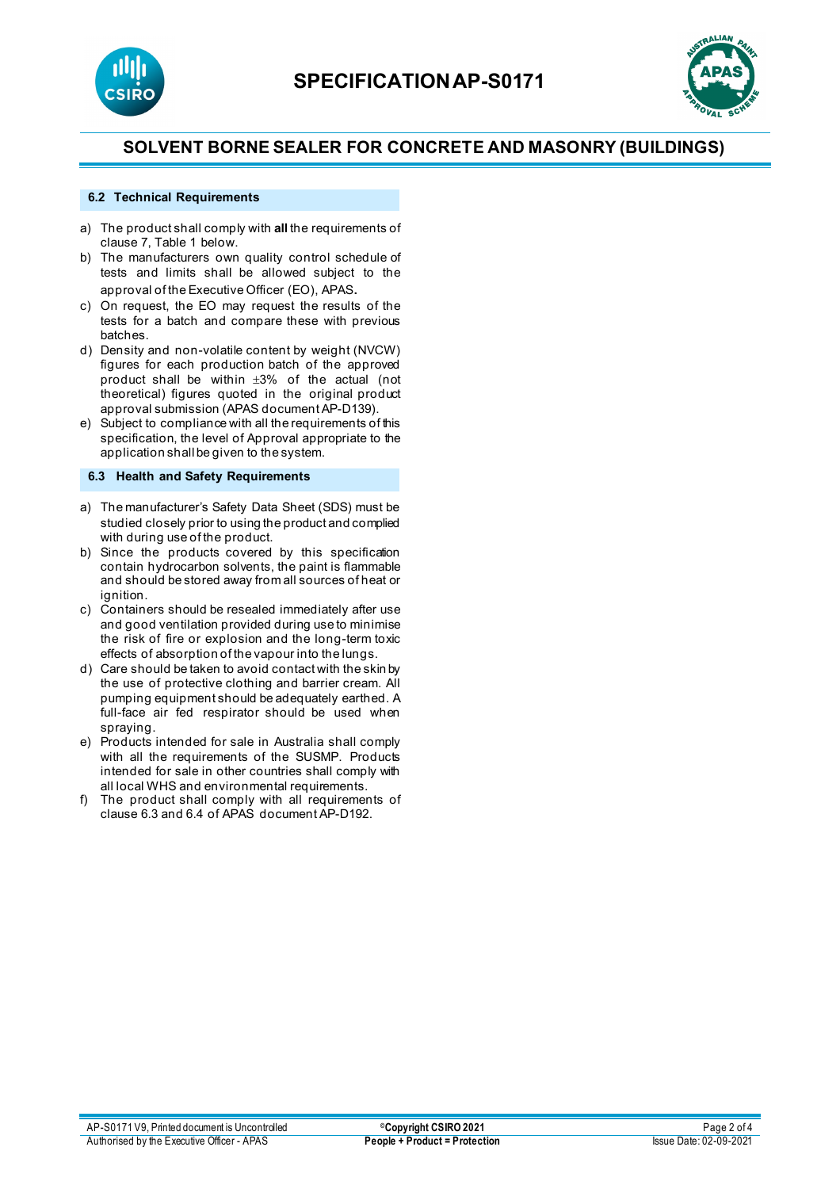### 6.2 Technical Requirements

a) The product shall comply with **all** the requirements of clause 7, Table 1 below.

b) The manufacturers own quality control schedule of tests and limits shall be allowed subject to the approval of the Executive Officer (EO), APAS.

c) On request, the EO may request the results of the tests for a batch and compare these with previous batches.

d) Density and non-volatile content by weight (NVCW) figures for each production batch of the approved product shall be within ±3% of the actual (not theoretical) figures quoted in the original product approval submission (APAS document AP-D139).

e) Subject to compliance with all the requirements of this specification, the level of Approval appropriate to the application shall be given to the system.

### 6.3 Health and Safety Requirements

a) The manufacturer's Safety Data Sheet (SDS) must be studied closely prior to using the product and complied with during use of the product.

b) Since the products covered by this specification contain hydrocarbon solvents, the paint is flammable and should be stored away from all sources of heat or ignition.

c) Containers should be resealed immediately after use and good ventilation provided during use to minimise the risk of fire or explosion and the long-term toxic effects of absorption of the vapour into the lungs.

d) Care should be taken to avoid contact with the skin by the use of protective clothing and barrier cream. All pumping equipment should be adequately earthed. A full-face air fed respirator should be used when spraying.

e) Products intended for sale in Australia shall comply with all the requirements of the SUSMP. Products intended for sale in other countries shall comply with all local WHS and environmental requirements.

f) The product shall comply with all requirements of clause 6.3 and 6.4 of APAS document AP-D192.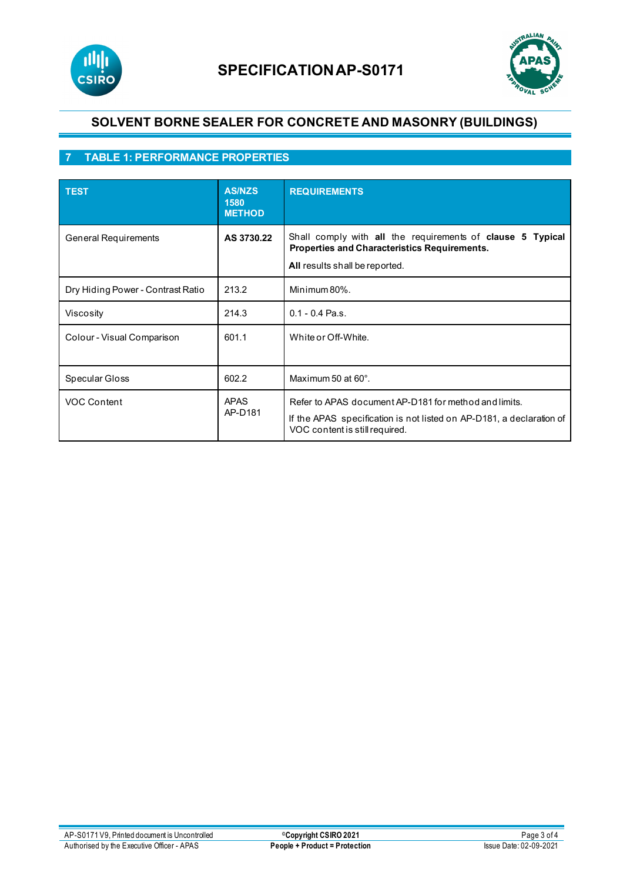# SPECIFICATION AP-S0171

## SOLVENT BORNE SEALER FOR CONCRETE AND MASONRY (BUILDINGS)

## 7 TABLE 1: PERFORMANCE PROPERTIES

| TEST | AS/NZS 1580 METHOD | REQUIREMENTS |
|---|---|---|
| General Requirements | **AS 3730.22** | Shall comply with **all** the requirements of **clause 5 Typical Properties and Characteristics Requirements.** <br> **All** results shall be reported. |
| Dry Hiding Power - Contrast Ratio | 213.2 | Minimum 80%. |
| Viscosity | 214.3 | 0.1 - 0.4 Pa.s. |
| Colour - Visual Comparison | 601.1 | White or Off-White. |
| Specular Gloss | 602.2 | Maximum 50 at 60°. |
| VOC Content | APAS AP-D181 | Refer to APAS document AP-D181 for method and limits. <br> If the APAS specification is not listed on AP-D181, a declaration of VOC content is still required. |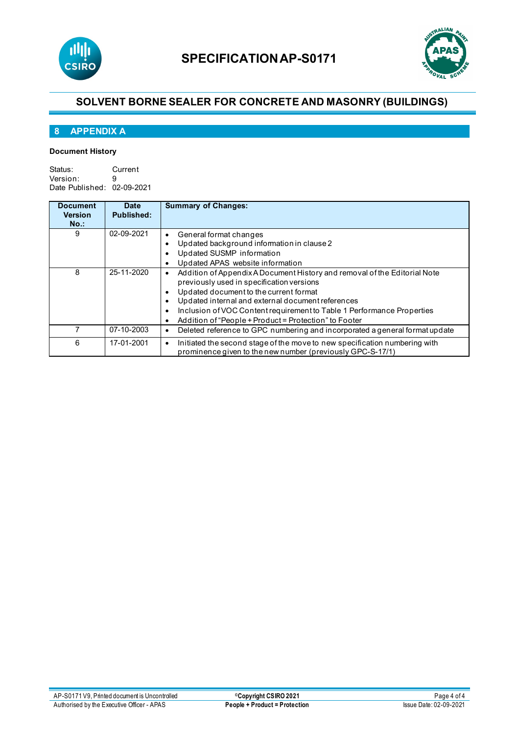## 8 APPENDIX A

**Document History**

Status: Current
Version: 9
Date Published: 02-09-2021

| Document Version No.: | Date Published: | Summary of Changes: |
|---|---|---|
| 9 | 02-09-2021 | • General format changes<br>• Updated background information in clause 2<br>• Updated SUSMP information<br>• Updated APAS website information |
| 8 | 25-11-2020 | • Addition of Appendix A Document History and removal of the Editorial Note previously used in specification versions<br>• Updated document to the current format<br>• Updated internal and external document references<br>• Inclusion of VOC Content requirement to Table 1 Performance Properties<br>• Addition of "People + Product = Protection" to Footer |
| 7 | 07-10-2003 | • Deleted reference to GPC numbering and incorporated a general format update |
| 6 | 17-01-2001 | • Initiated the second stage of the move to new specification numbering with prominence given to the new number (previously GPC-S-17/1) |